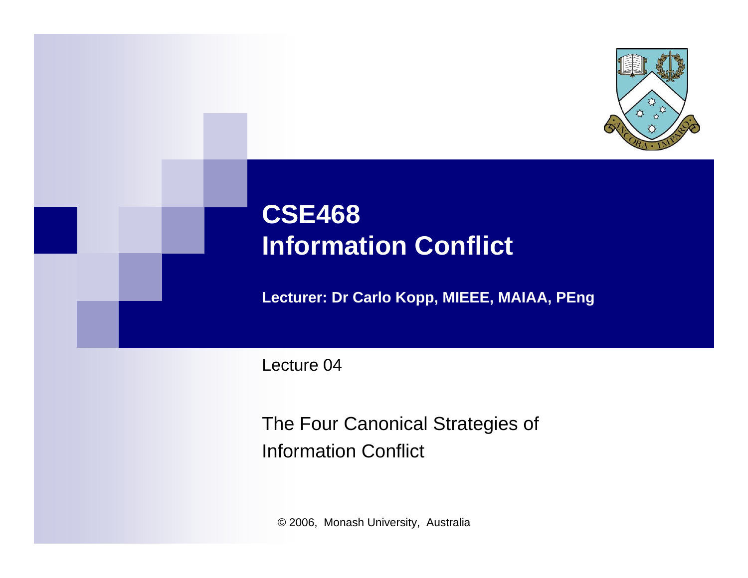# CSE468 Information Conflict

**Lecturer: Dr Carlo Kopp, MIEEE, MAIAA, PEng**

Lecture 04

The Four Canonical Strategies of Information Conflict

© 2006, Monash University, Australia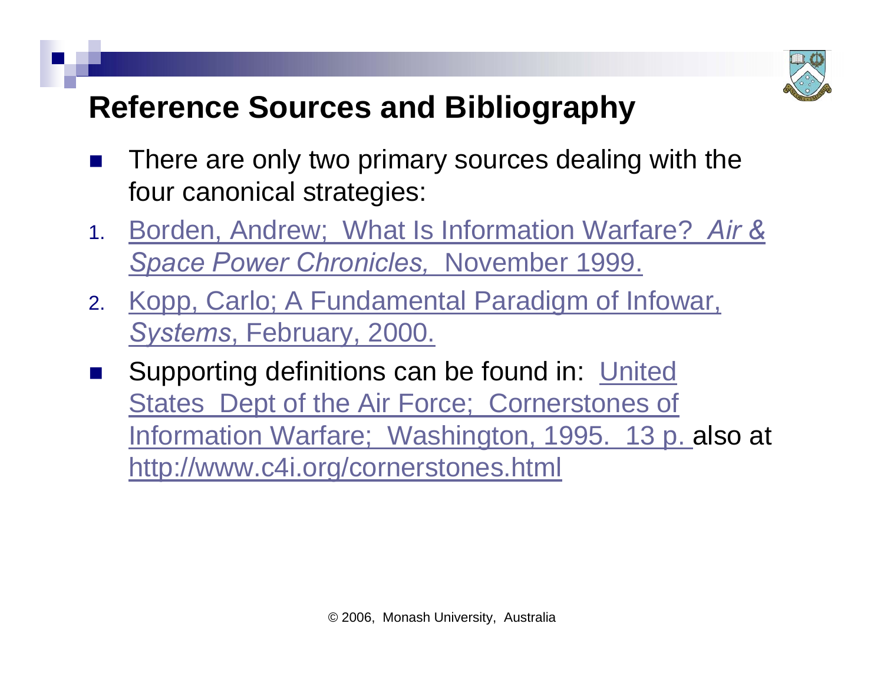## Reference Sources and Bibliography

- There are only two primary sources dealing with the four canonical strategies:

1. Borden, Andrew; What Is Information Warfare? *Air & Space Power Chronicles,* November 1999.
2. Kopp, Carlo; A Fundamental Paradigm of Infowar, *Systems*, February, 2000.

- Supporting definitions can be found in: United States Dept of the Air Force; Cornerstones of Information Warfare; Washington, 1995. 13 p. also at http://www.c4i.org/cornerstones.html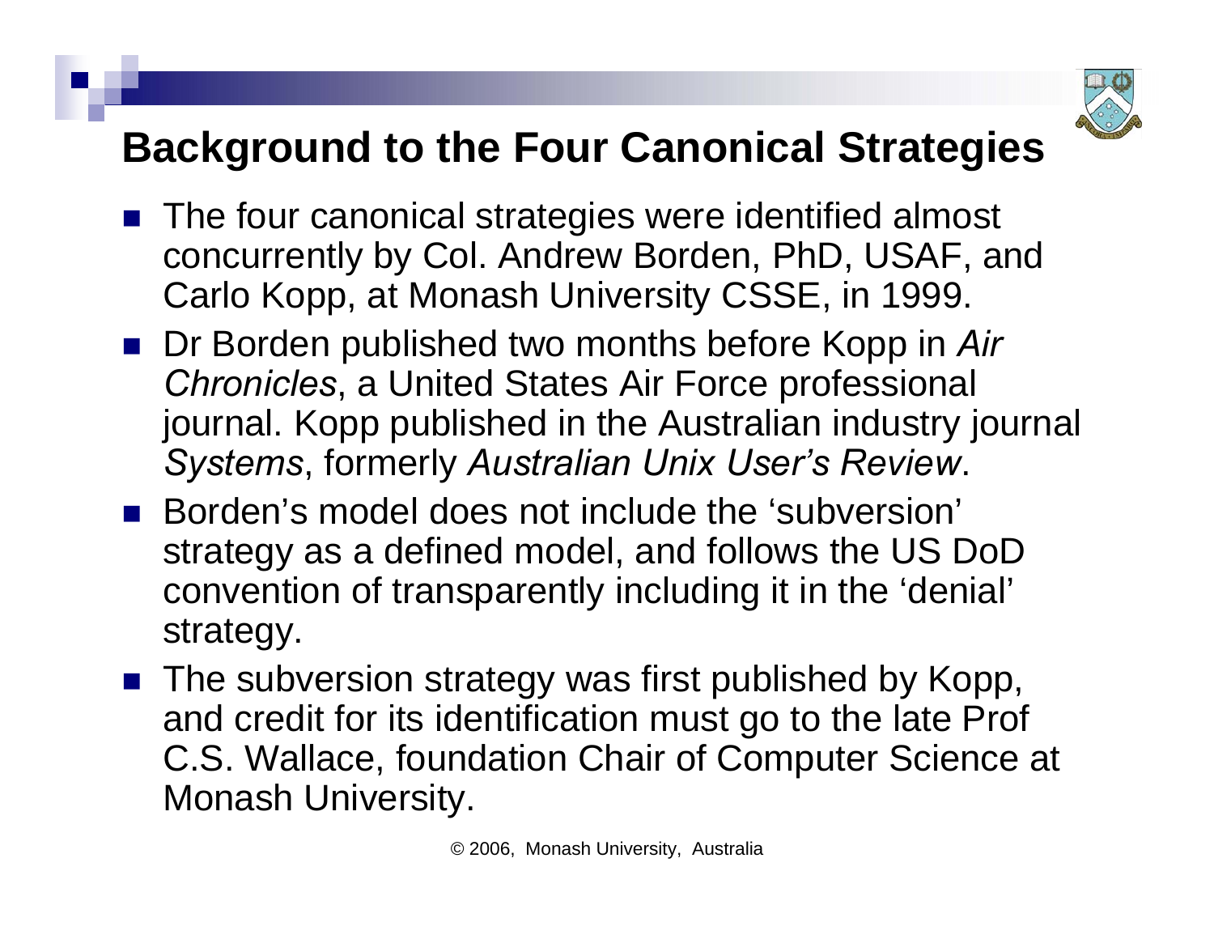# Background to the Four Canonical Strategies

- The four canonical strategies were identified almost concurrently by Col. Andrew Borden, PhD, USAF, and Carlo Kopp, at Monash University CSSE, in 1999.
- Dr Borden published two months before Kopp in *Air Chronicles*, a United States Air Force professional journal. Kopp published in the Australian industry journal *Systems*, formerly *Australian Unix User's Review*.
- Borden's model does not include the 'subversion' strategy as a defined model, and follows the US DoD convention of transparently including it in the 'denial' strategy.
- The subversion strategy was first published by Kopp, and credit for its identification must go to the late Prof C.S. Wallace, foundation Chair of Computer Science at Monash University.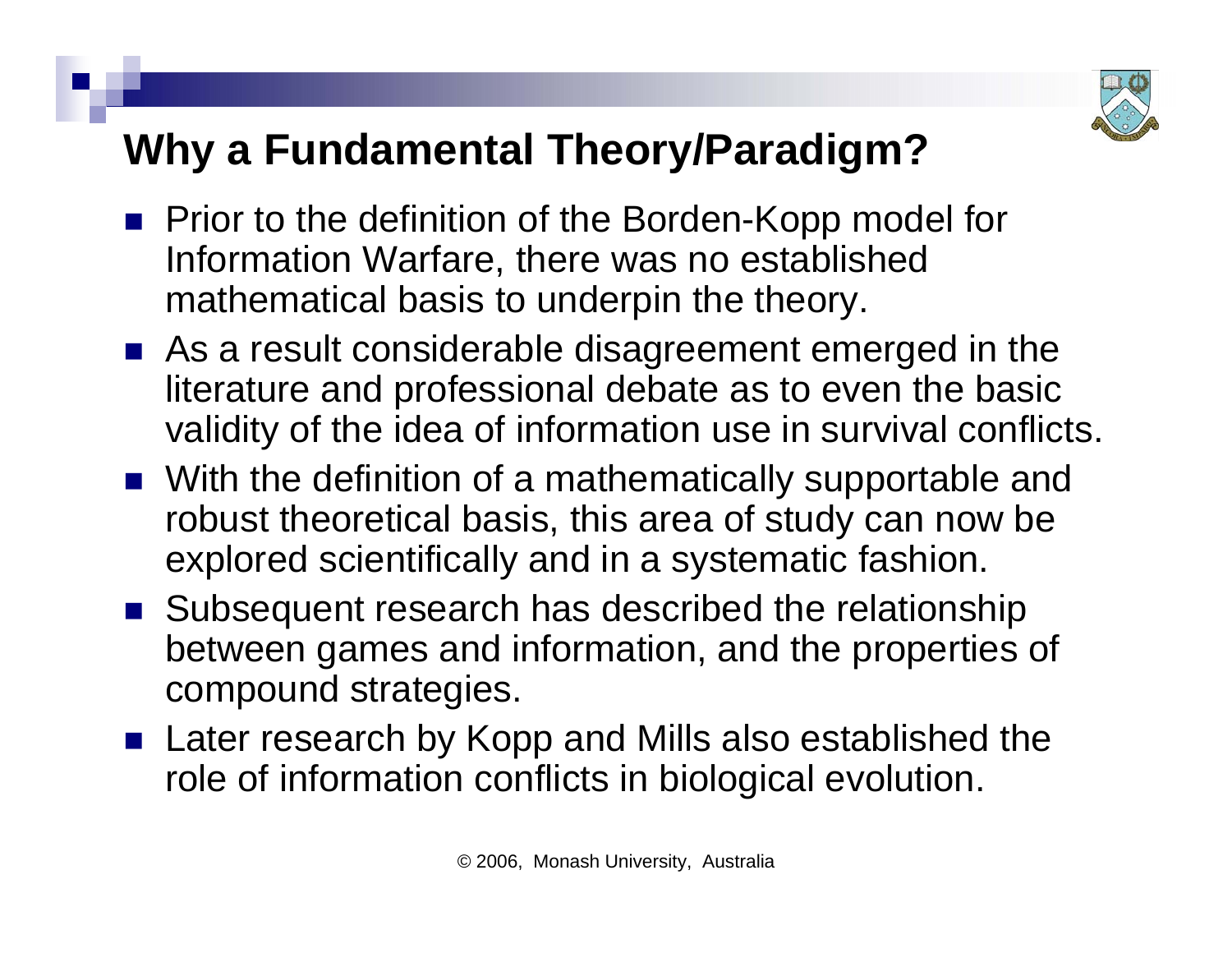## Why a Fundamental Theory/Paradigm?

- Prior to the definition of the Borden-Kopp model for Information Warfare, there was no established mathematical basis to underpin the theory.
- As a result considerable disagreement emerged in the literature and professional debate as to even the basic validity of the idea of information use in survival conflicts.
- With the definition of a mathematically supportable and robust theoretical basis, this area of study can now be explored scientifically and in a systematic fashion.
- Subsequent research has described the relationship between games and information, and the properties of compound strategies.
- Later research by Kopp and Mills also established the role of information conflicts in biological evolution.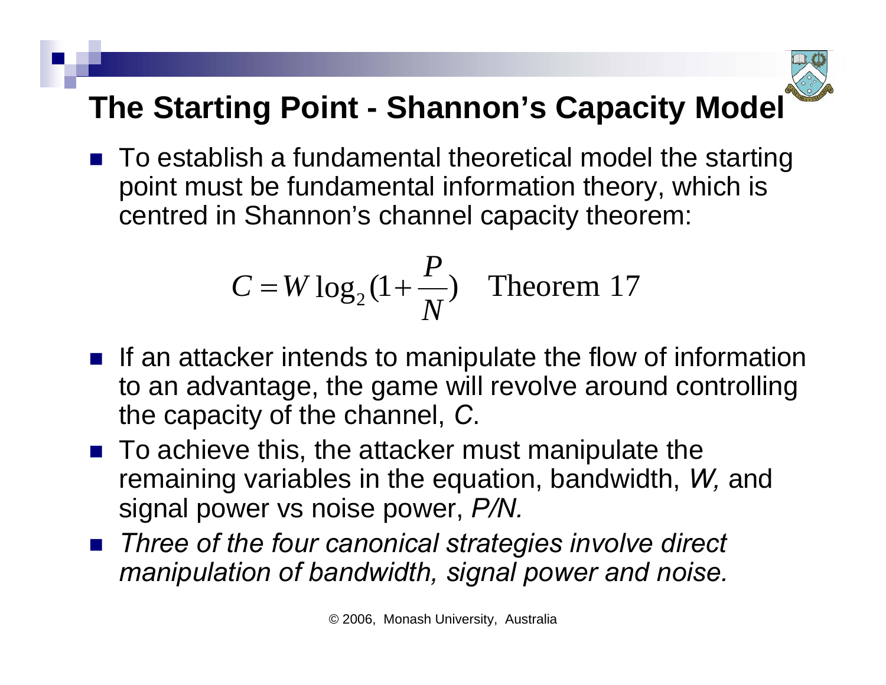# The Starting Point - Shannon's Capacity Model

- To establish a fundamental theoretical model the starting point must be fundamental information theory, which is centred in Shannon's channel capacity theorem:

$$C = W \log_2 (1 + \frac{P}{N}) \quad \text{Theorem 17}$$

- If an attacker intends to manipulate the flow of information to an advantage, the game will revolve around controlling the capacity of the channel, *C*.
- To achieve this, the attacker must manipulate the remaining variables in the equation, bandwidth, *W,* and signal power vs noise power, *P/N.*
- *Three of the four canonical strategies involve direct manipulation of bandwidth, signal power and noise.*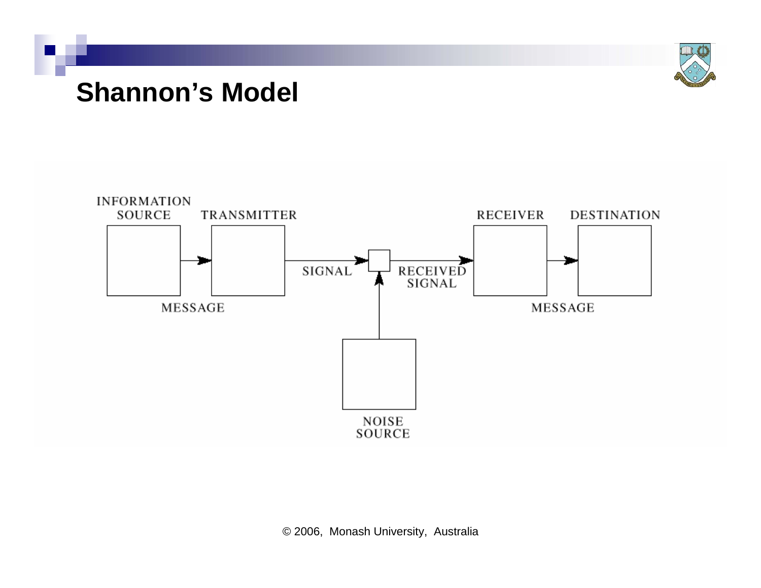# Shannon's Model

INFORMATION SOURCE → TRANSMITTER → SIGNAL → RECEIVED SIGNAL → RECEIVER → DESTINATION

MESSAGE

MESSAGE

NOISE SOURCE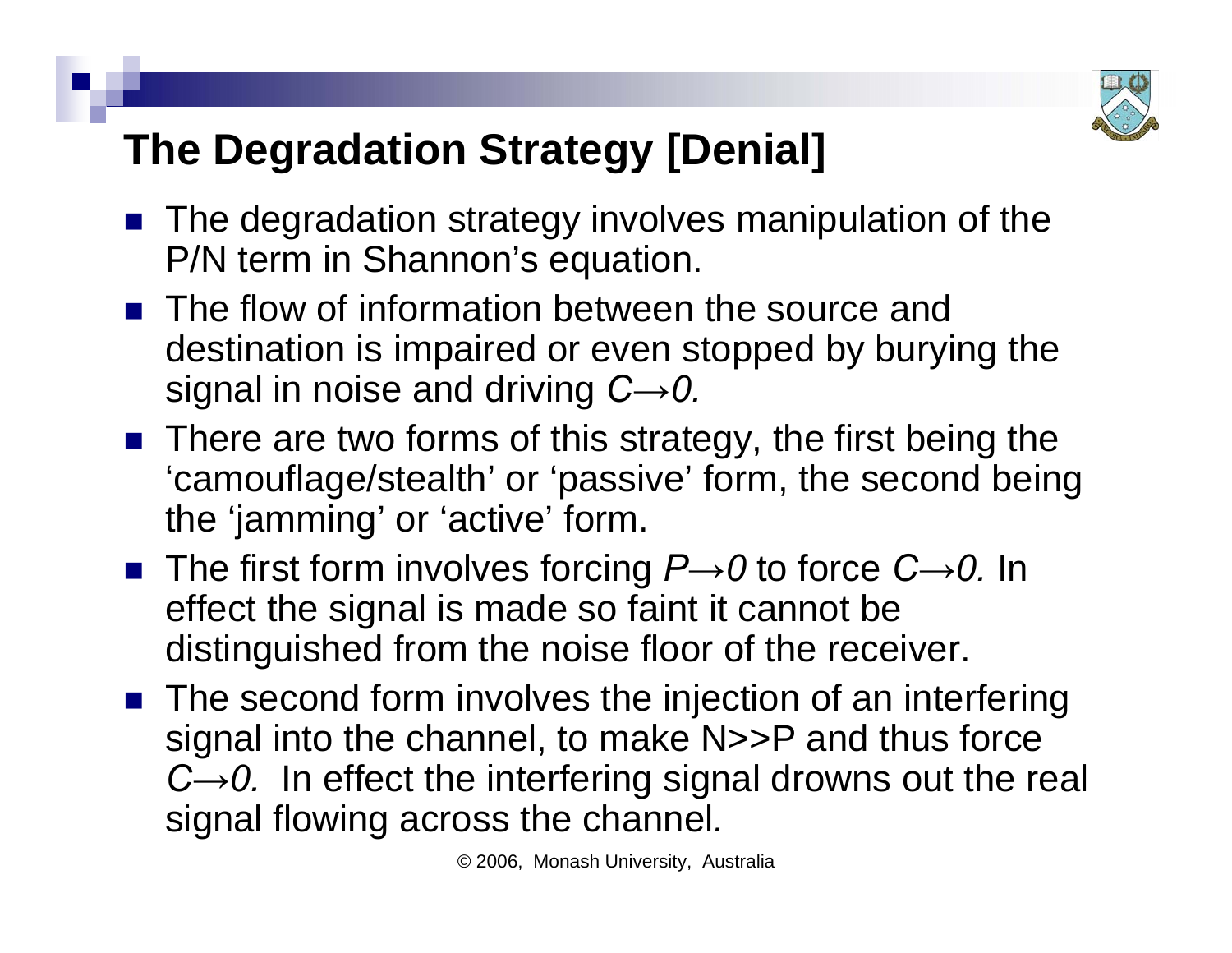# The Degradation Strategy [Denial]

- The degradation strategy involves manipulation of the P/N term in Shannon's equation.
- The flow of information between the source and destination is impaired or even stopped by burying the signal in noise and driving $C \rightarrow 0$.
- There are two forms of this strategy, the first being the 'camouflage/stealth' or 'passive' form, the second being the 'jamming' or 'active' form.
- The first form involves forcing $P \rightarrow 0$ to force $C \rightarrow 0$. In effect the signal is made so faint it cannot be distinguished from the noise floor of the receiver.
- The second form involves the injection of an interfering signal into the channel, to make $N \gg P$ and thus force $C \rightarrow 0$. In effect the interfering signal drowns out the real signal flowing across the channel.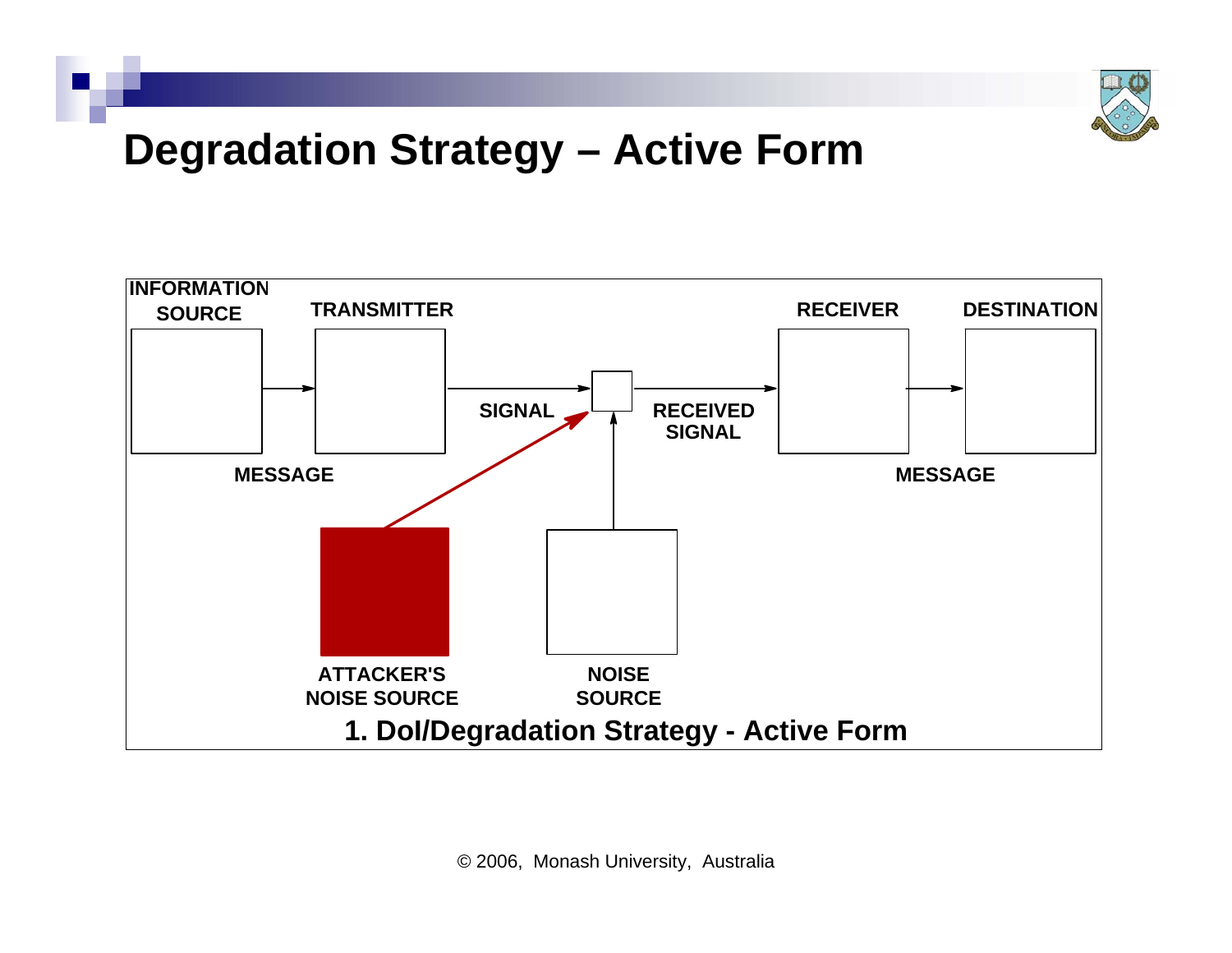# Degradation Strategy – Active Form

INFORMATION SOURCE → TRANSMITTER → SIGNAL → RECEIVED SIGNAL → RECEIVER → DESTINATION

MESSAGE

MESSAGE

ATTACKER'S NOISE SOURCE

NOISE SOURCE

**1. DoI/Degradation Strategy - Active Form**

© 2006, Monash University, Australia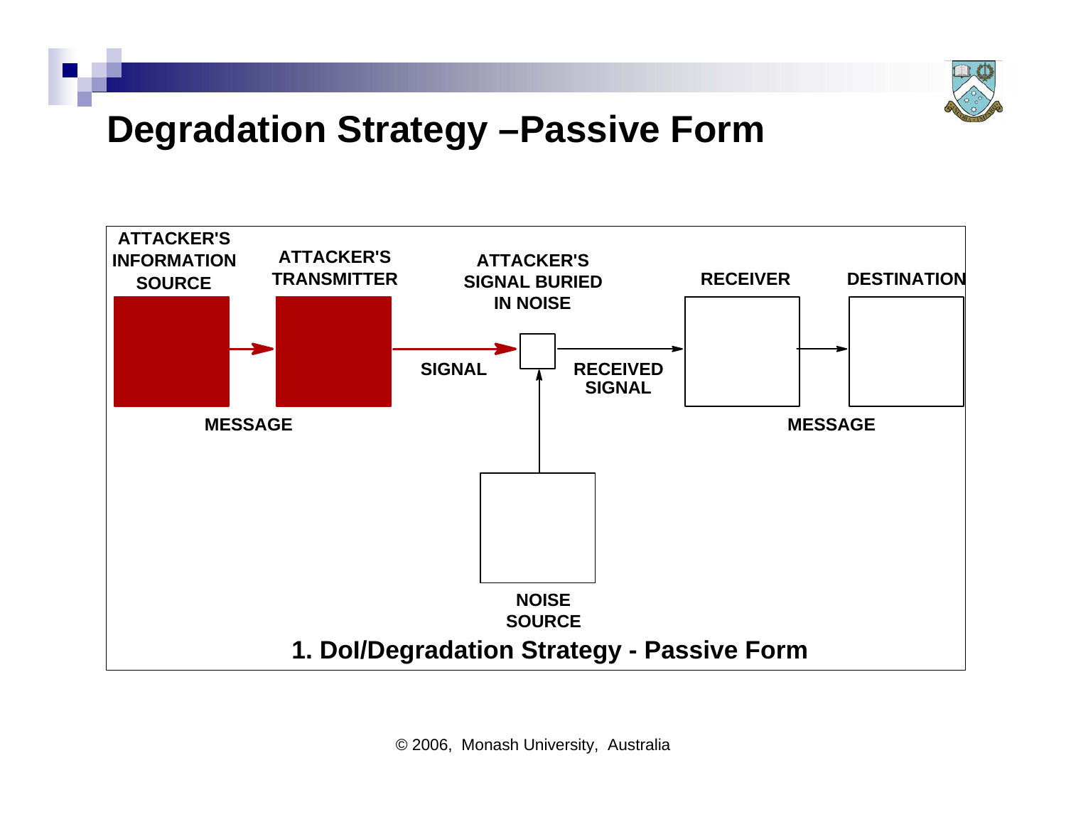# Degradation Strategy –Passive Form

ATTACKER'S INFORMATION SOURCE

ATTACKER'S TRANSMITTER

ATTACKER'S SIGNAL BURIED IN NOISE

RECEIVER

DESTINATION

SIGNAL

RECEIVED SIGNAL

MESSAGE

MESSAGE

NOISE SOURCE

1. DoI/Degradation Strategy - Passive Form

© 2006, Monash University, Australia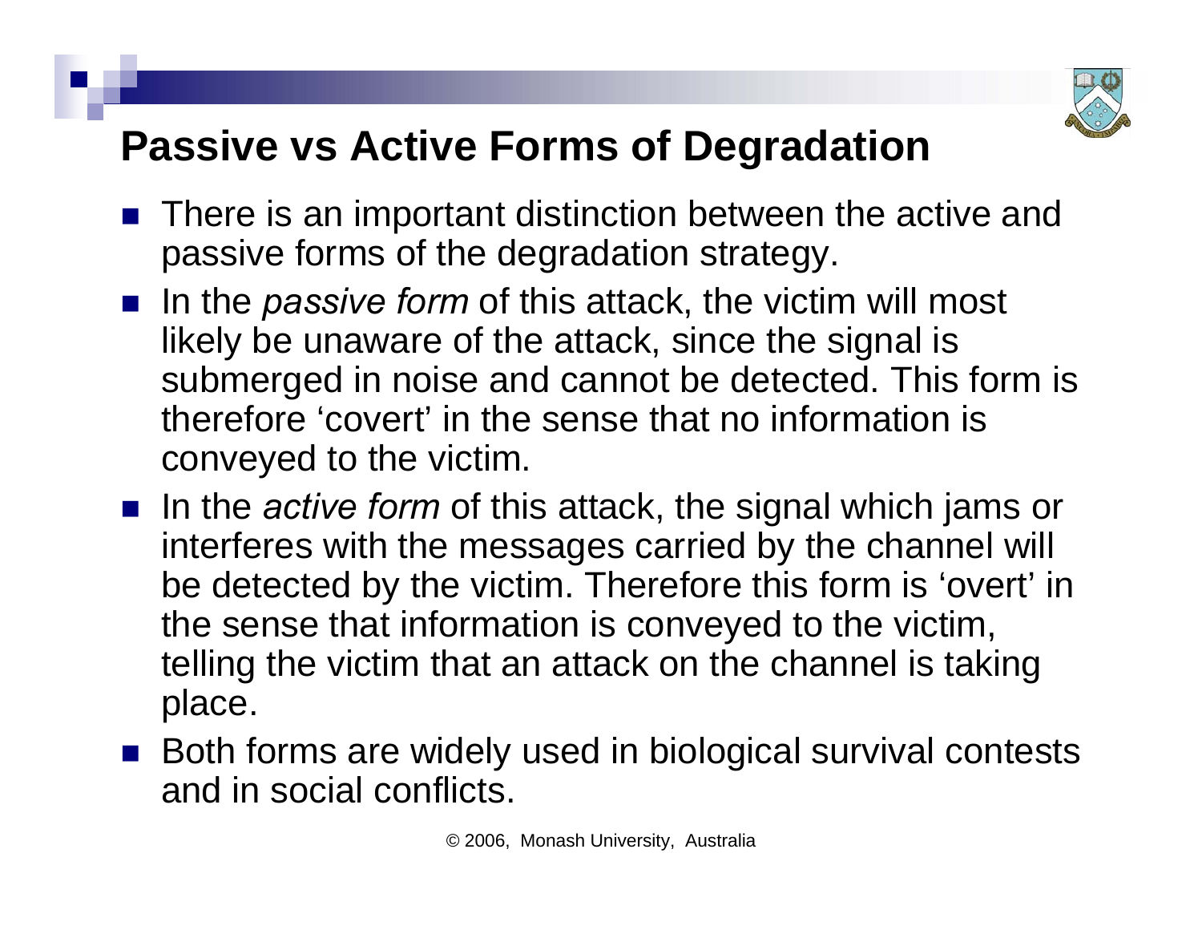# Passive vs Active Forms of Degradation

- There is an important distinction between the active and passive forms of the degradation strategy.
- In the *passive form* of this attack, the victim will most likely be unaware of the attack, since the signal is submerged in noise and cannot be detected. This form is therefore 'covert' in the sense that no information is conveyed to the victim.
- In the *active form* of this attack, the signal which jams or interferes with the messages carried by the channel will be detected by the victim. Therefore this form is 'overt' in the sense that information is conveyed to the victim, telling the victim that an attack on the channel is taking place.
- Both forms are widely used in biological survival contests and in social conflicts.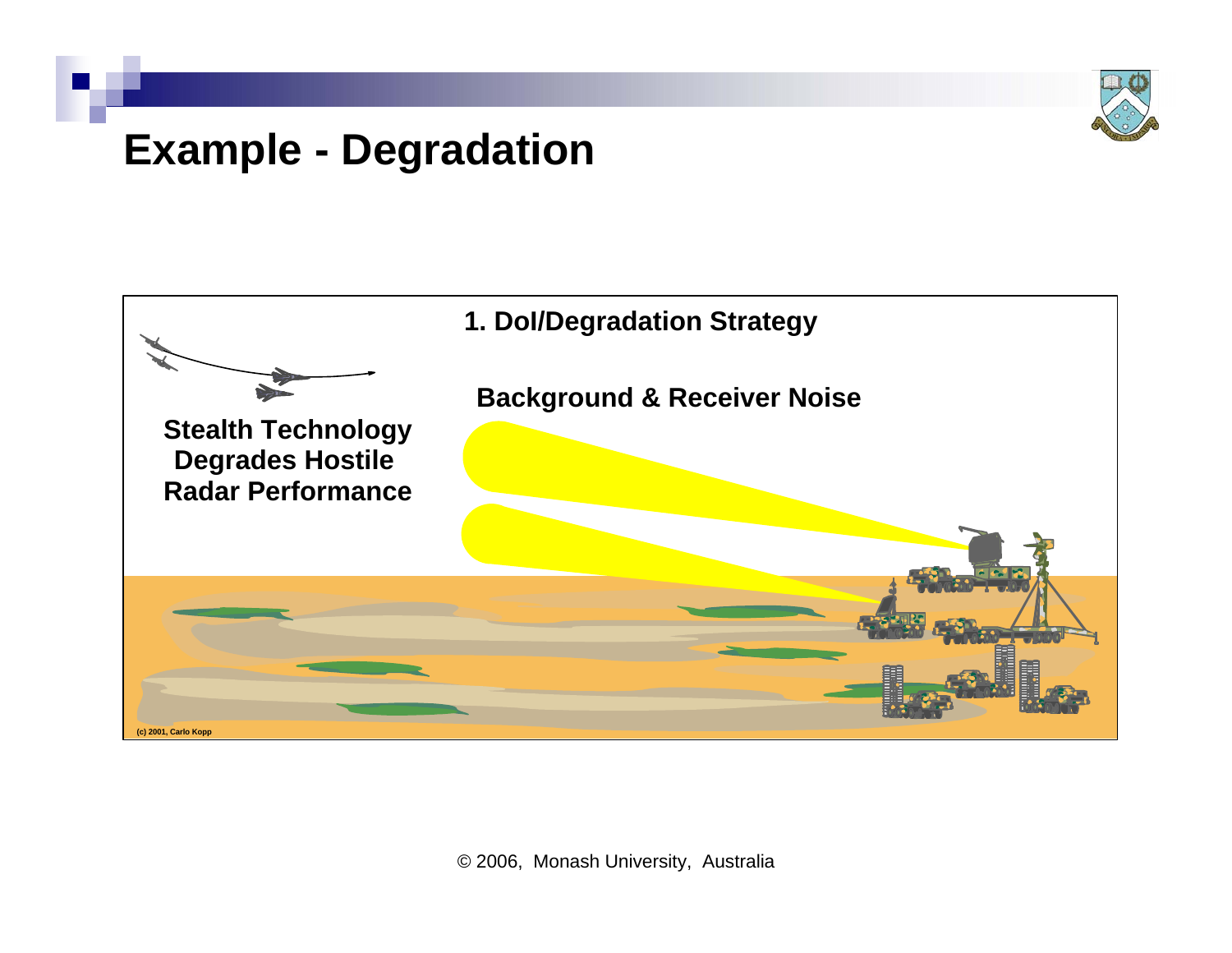# Example - Degradation

1. DoI/Degradation Strategy

Background & Receiver Noise

Stealth Technology Degrades Hostile Radar Performance

(c) 2001, Carlo Kopp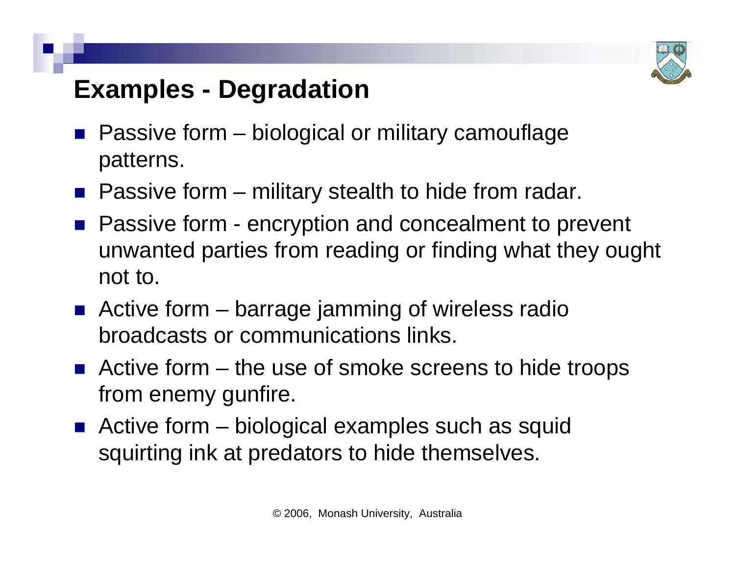## Examples - Degradation

- Passive form – biological or military camouflage patterns.
- Passive form – military stealth to hide from radar.
- Passive form - encryption and concealment to prevent unwanted parties from reading or finding what they ought not to.
- Active form – barrage jamming of wireless radio broadcasts or communications links.
- Active form – the use of smoke screens to hide troops from enemy gunfire.
- Active form – biological examples such as squid squirting ink at predators to hide themselves.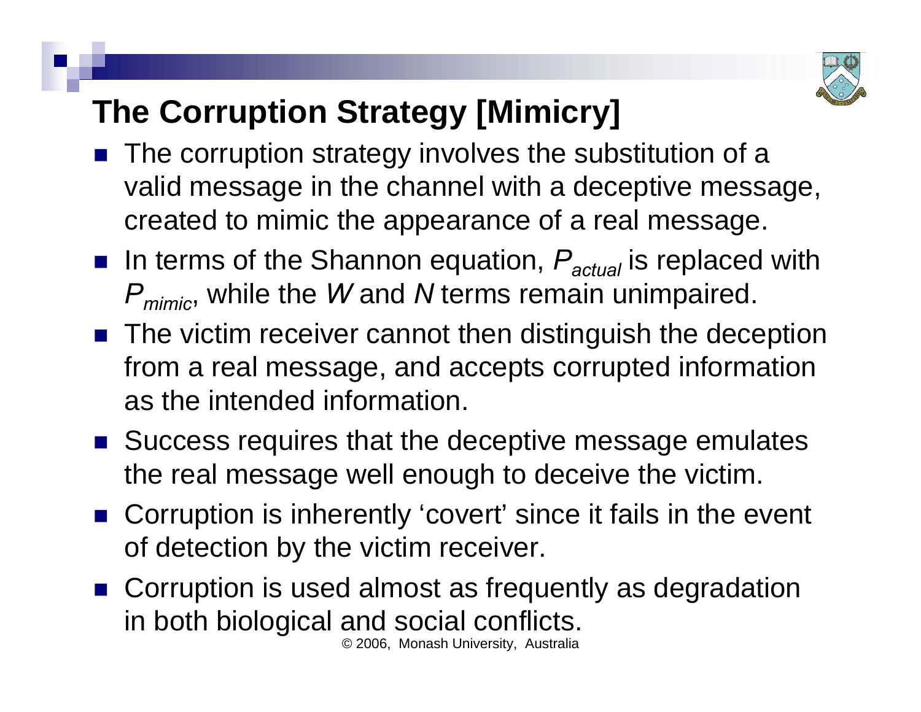# The Corruption Strategy [Mimicry]

- The corruption strategy involves the substitution of a valid message in the channel with a deceptive message, created to mimic the appearance of a real message.
- In terms of the Shannon equation, $P_{actual}$ is replaced with $P_{mimic}$, while the $W$ and $N$ terms remain unimpaired.
- The victim receiver cannot then distinguish the deception from a real message, and accepts corrupted information as the intended information.
- Success requires that the deceptive message emulates the real message well enough to deceive the victim.
- Corruption is inherently 'covert' since it fails in the event of detection by the victim receiver.
- Corruption is used almost as frequently as degradation in both biological and social conflicts.

© 2006, Monash University, Australia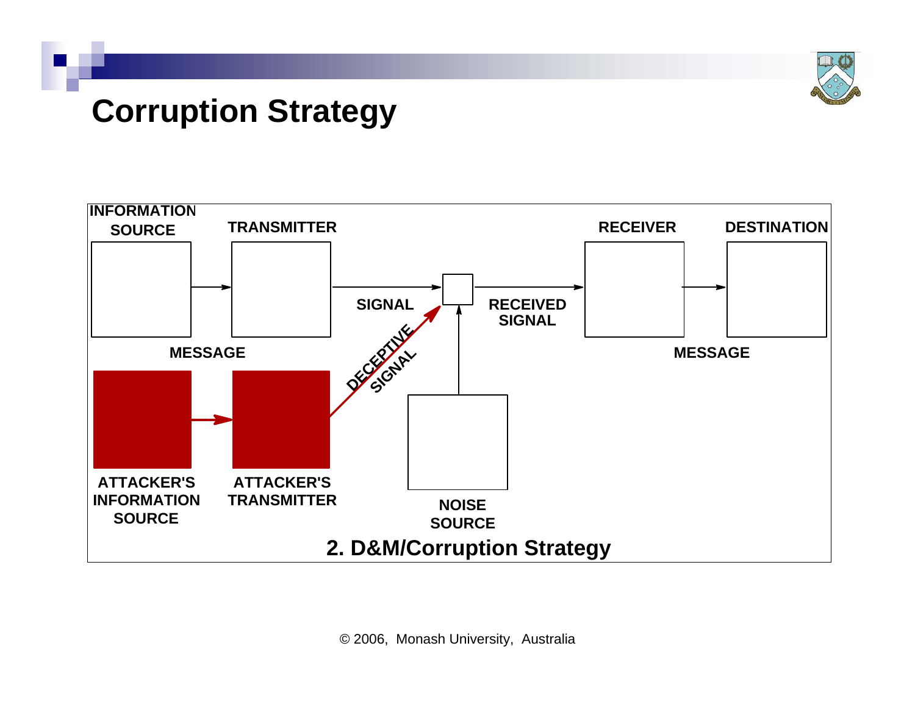# Corruption Strategy

INFORMATION SOURCE

TRANSMITTER

SIGNAL

DECEPTIVE SIGNAL

RECEIVED SIGNAL

RECEIVER

DESTINATION

MESSAGE

MESSAGE

ATTACKER'S INFORMATION SOURCE

ATTACKER'S TRANSMITTER

NOISE SOURCE

**2. D&M/Corruption Strategy**

© 2006, Monash University, Australia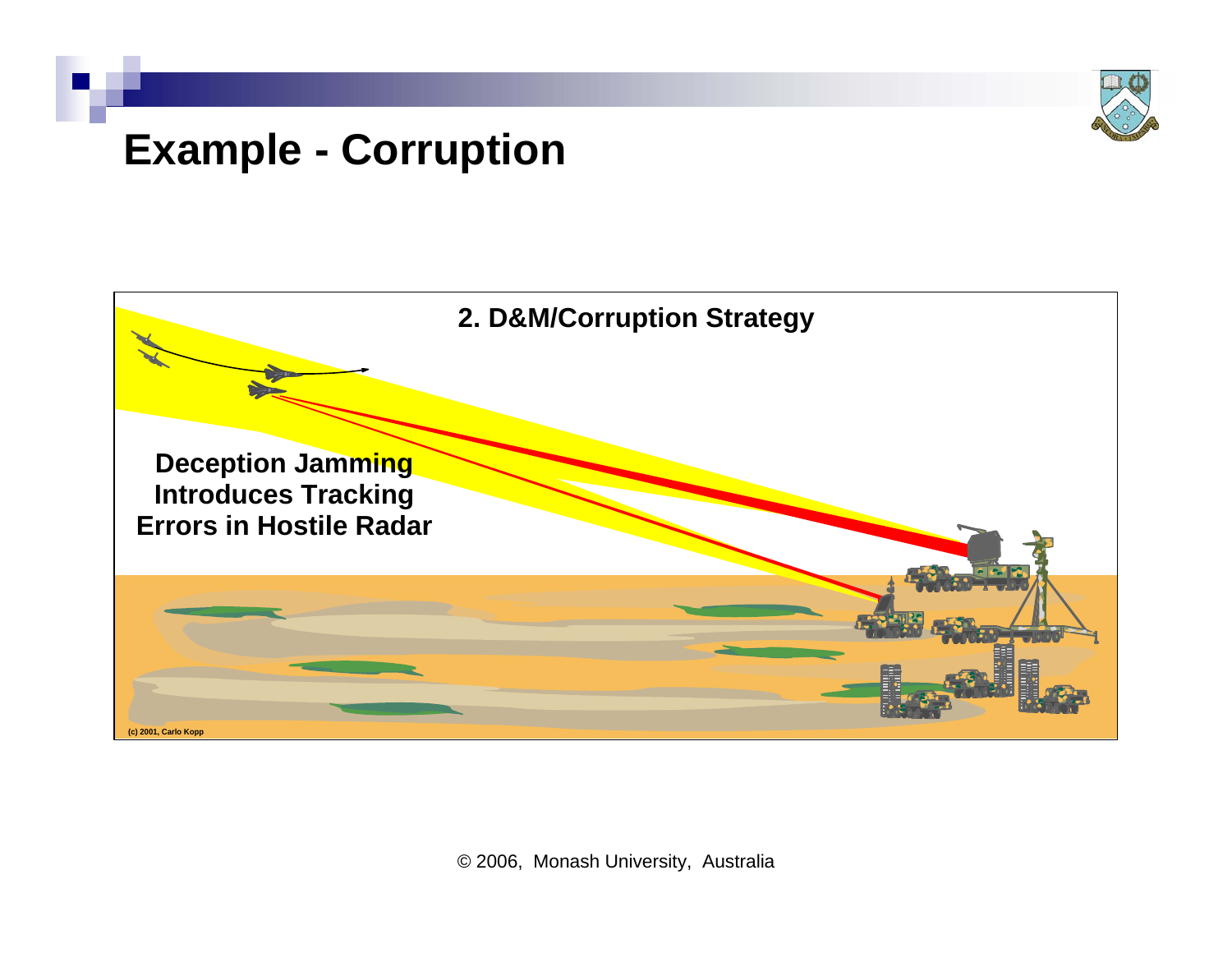# Example - Corruption

**2. D&M/Corruption Strategy**

**Deception Jamming Introduces Tracking Errors in Hostile Radar**

(c) 2001, Carlo Kopp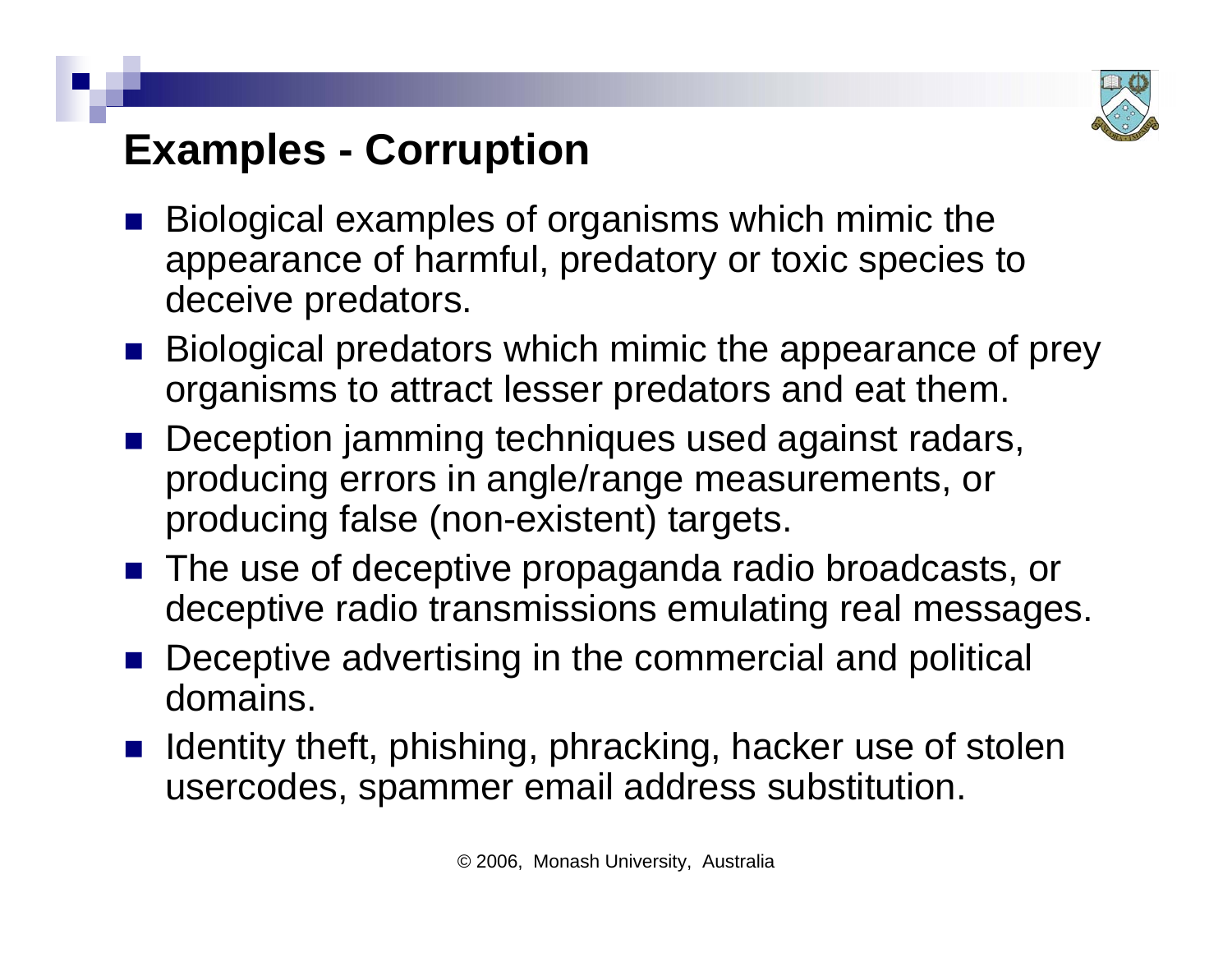# Examples - Corruption

- Biological examples of organisms which mimic the appearance of harmful, predatory or toxic species to deceive predators.
- Biological predators which mimic the appearance of prey organisms to attract lesser predators and eat them.
- Deception jamming techniques used against radars, producing errors in angle/range measurements, or producing false (non-existent) targets.
- The use of deceptive propaganda radio broadcasts, or deceptive radio transmissions emulating real messages.
- Deceptive advertising in the commercial and political domains.
- Identity theft, phishing, phracking, hacker use of stolen usercodes, spammer email address substitution.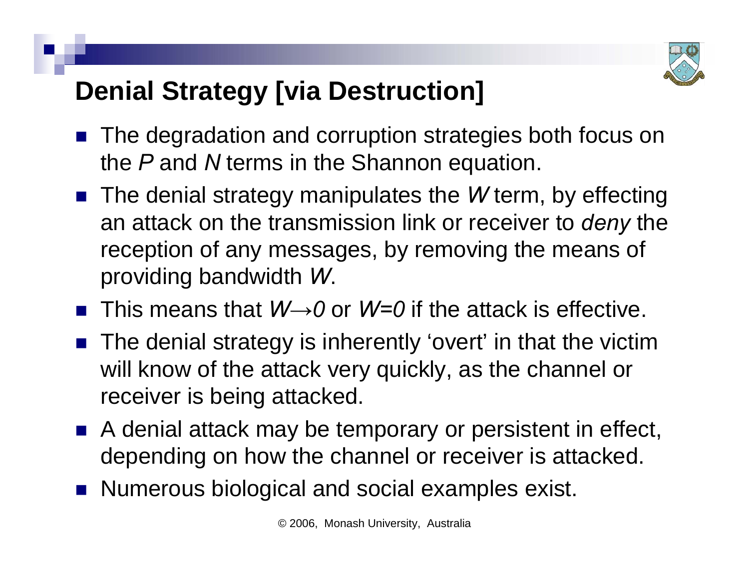# Denial Strategy [via Destruction]

- The degradation and corruption strategies both focus on the $P$ and $N$ terms in the Shannon equation.
- The denial strategy manipulates the $W$ term, by effecting an attack on the transmission link or receiver to *deny* the reception of any messages, by removing the means of providing bandwidth $W$.
- This means that $W \rightarrow 0$ or $W=0$ if the attack is effective.
- The denial strategy is inherently 'overt' in that the victim will know of the attack very quickly, as the channel or receiver is being attacked.
- A denial attack may be temporary or persistent in effect, depending on how the channel or receiver is attacked.
- Numerous biological and social examples exist.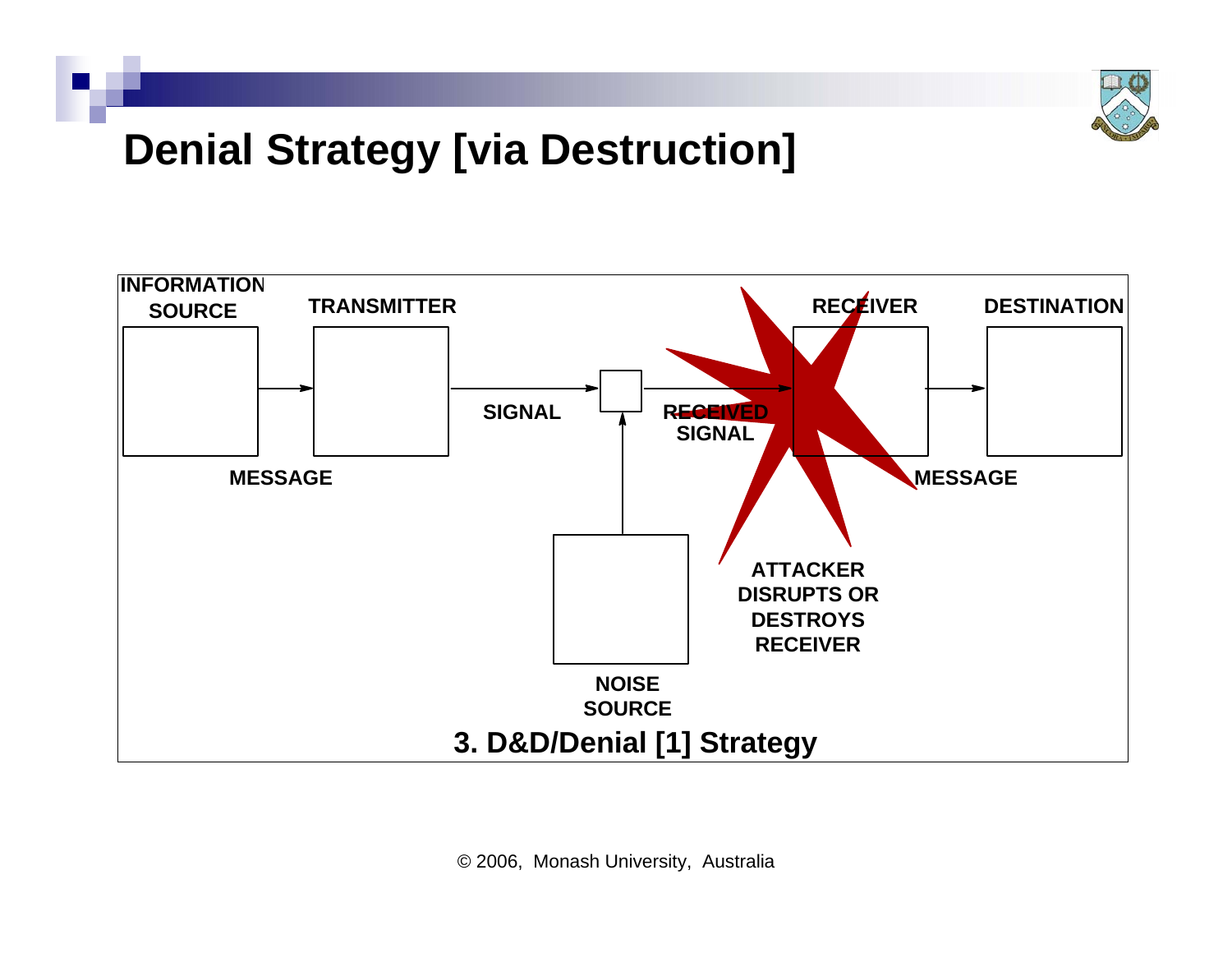# Denial Strategy [via Destruction]

INFORMATION SOURCE

TRANSMITTER

RECEIVER

DESTINATION

SIGNAL

RECEIVED SIGNAL

MESSAGE

MESSAGE

ATTACKER DISRUPTS OR DESTROYS RECEIVER

NOISE SOURCE

**3. D&D/Denial [1] Strategy**

© 2006, Monash University, Australia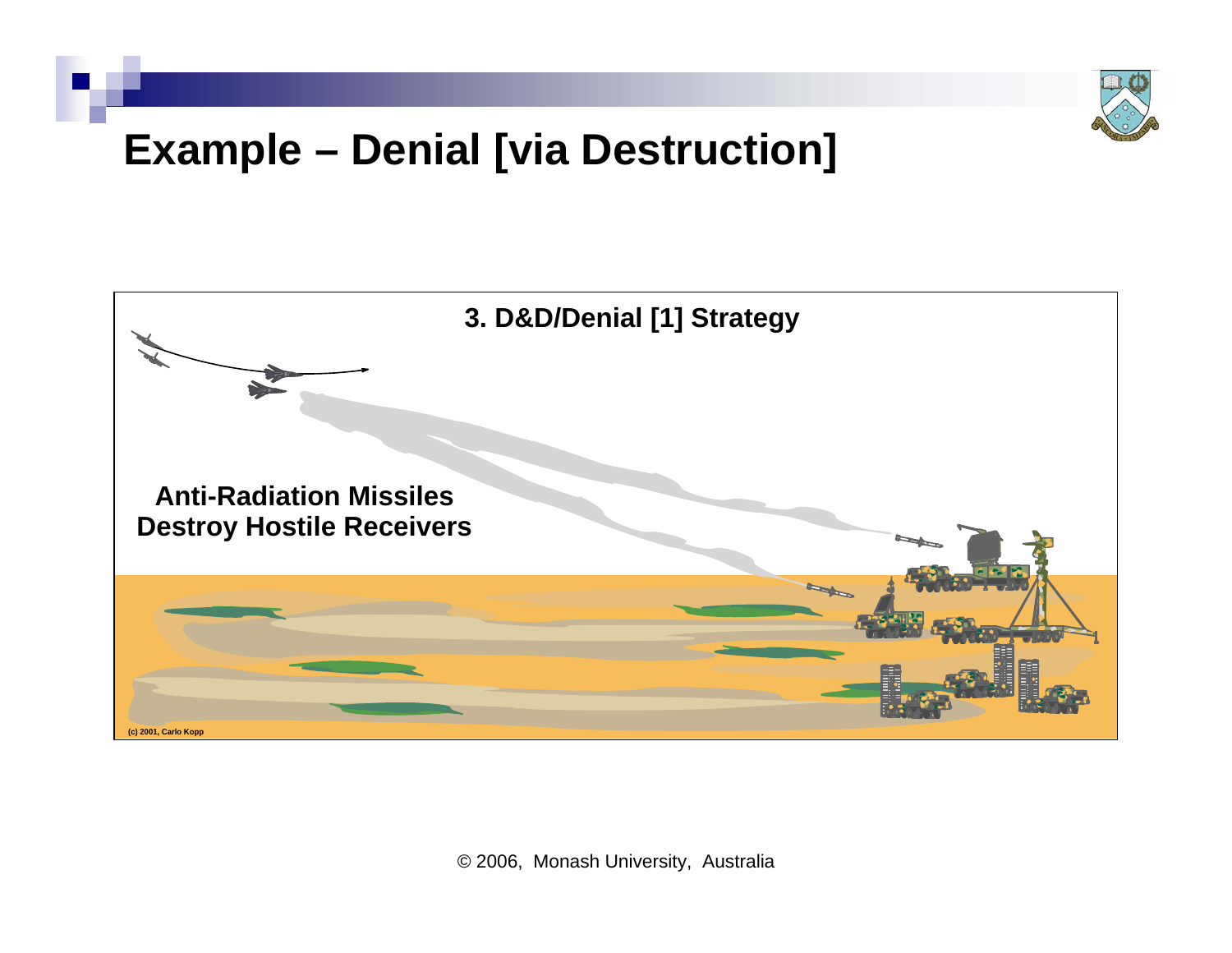# Example – Denial [via Destruction]

**3. D&D/Denial [1] Strategy**

**Anti-Radiation Missiles Destroy Hostile Receivers**

(c) 2001, Carlo Kopp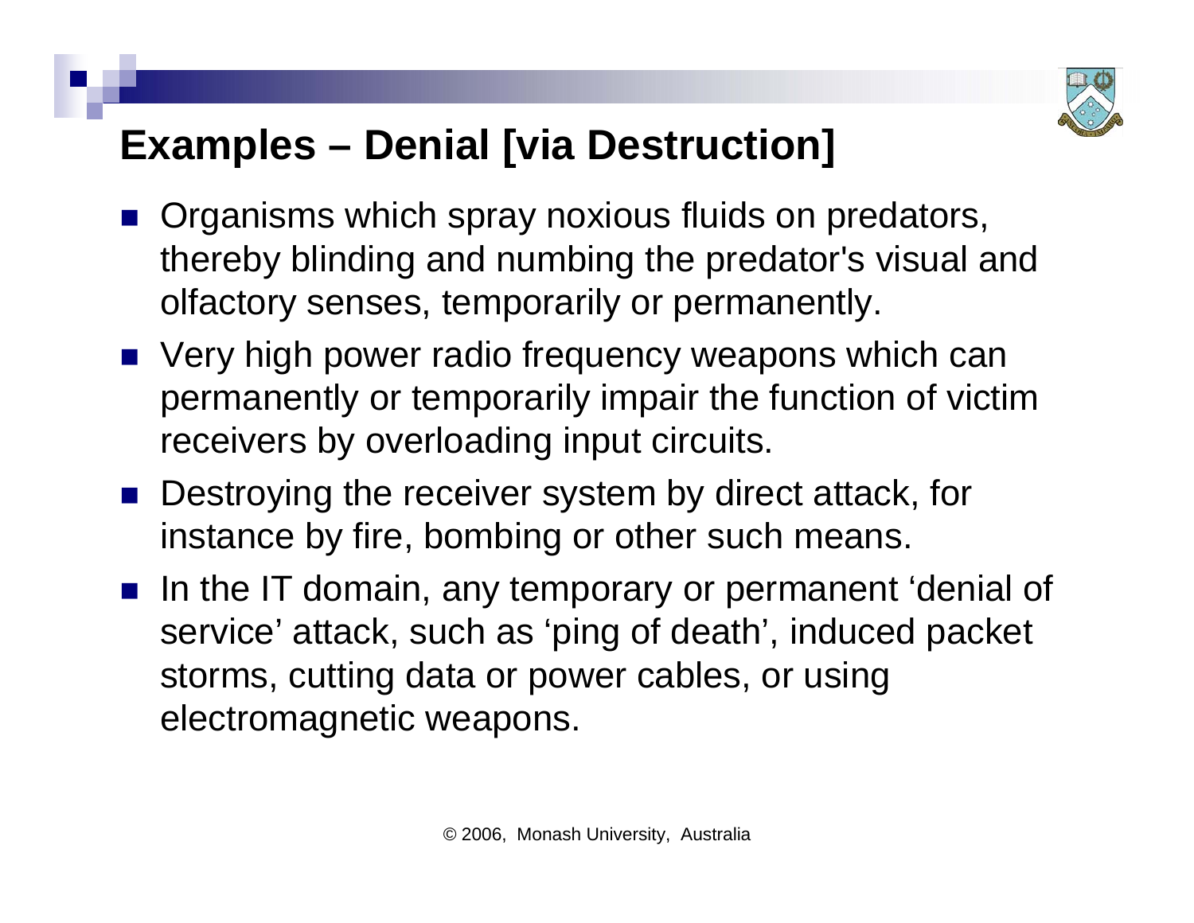# Examples – Denial [via Destruction]

- Organisms which spray noxious fluids on predators, thereby blinding and numbing the predator's visual and olfactory senses, temporarily or permanently.
- Very high power radio frequency weapons which can permanently or temporarily impair the function of victim receivers by overloading input circuits.
- Destroying the receiver system by direct attack, for instance by fire, bombing or other such means.
- In the IT domain, any temporary or permanent 'denial of service' attack, such as 'ping of death', induced packet storms, cutting data or power cables, or using electromagnetic weapons.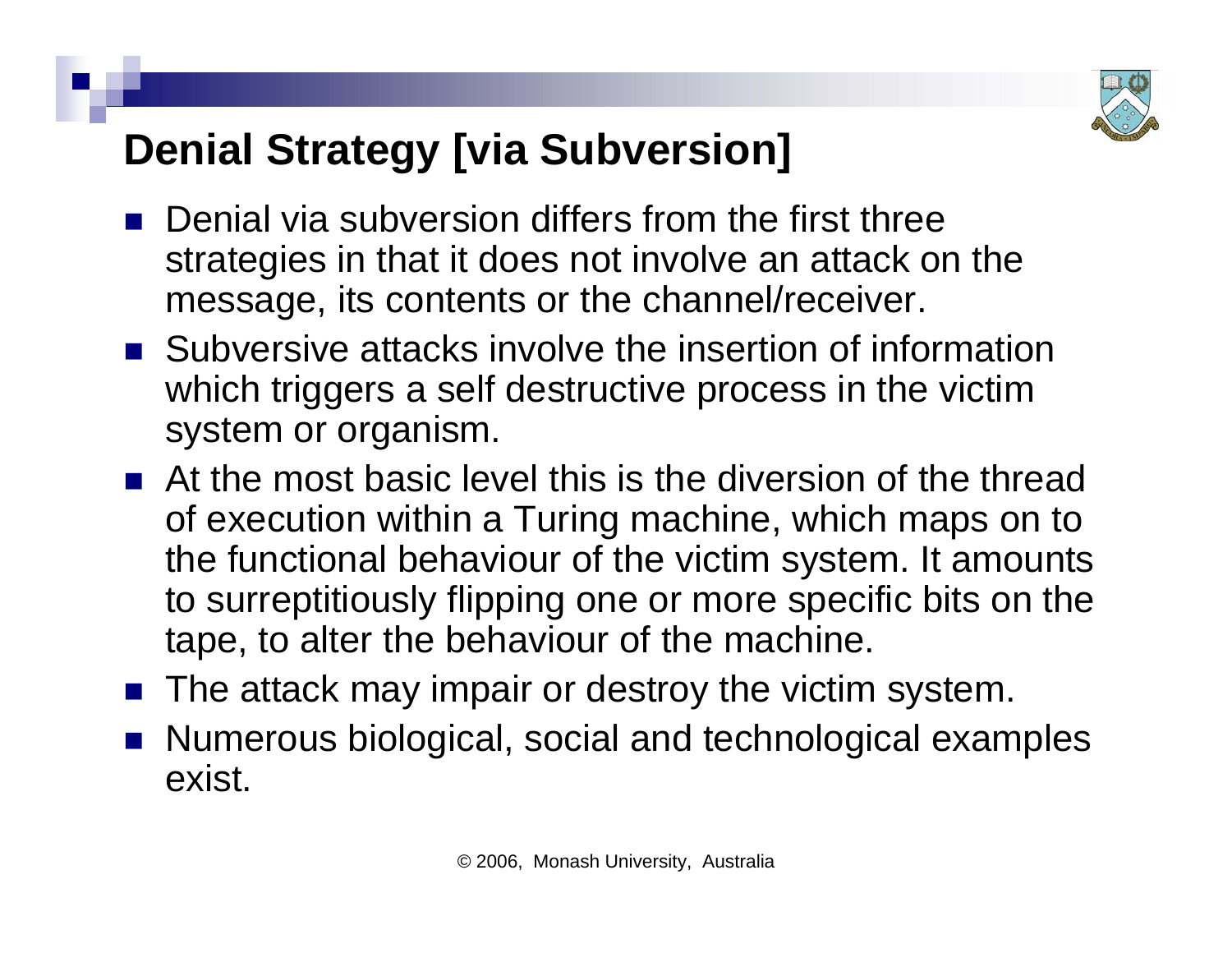# Denial Strategy [via Subversion]

- Denial via subversion differs from the first three strategies in that it does not involve an attack on the message, its contents or the channel/receiver.
- Subversive attacks involve the insertion of information which triggers a self destructive process in the victim system or organism.
- At the most basic level this is the diversion of the thread of execution within a Turing machine, which maps on to the functional behaviour of the victim system. It amounts to surreptitiously flipping one or more specific bits on the tape, to alter the behaviour of the machine.
- The attack may impair or destroy the victim system.
- Numerous biological, social and technological examples exist.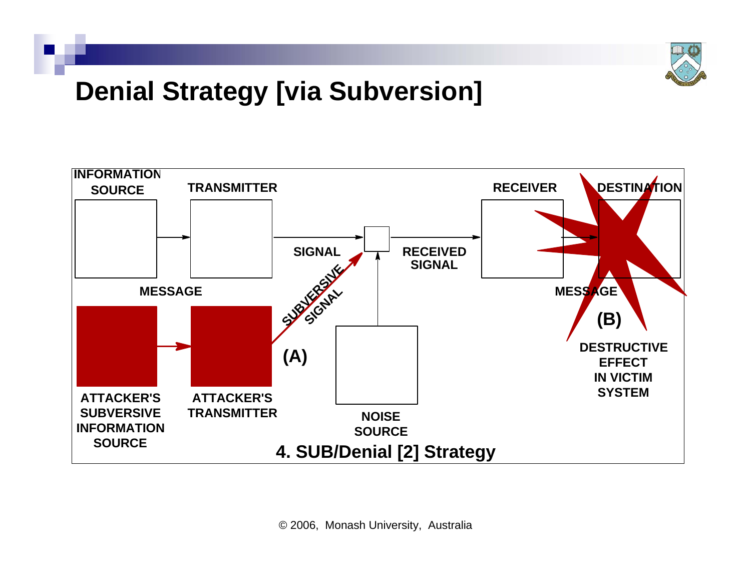# Denial Strategy [via Subversion]

INFORMATION SOURCE

TRANSMITTER

SIGNAL

RECEIVED SIGNAL

RECEIVER

DESTINATION

MESSAGE

MESSAGE

SUBVERSIVE SIGNAL

(A)

(B)

ATTACKER'S SUBVERSIVE INFORMATION SOURCE

ATTACKER'S TRANSMITTER

NOISE SOURCE

DESTRUCTIVE EFFECT IN VICTIM SYSTEM

4. SUB/Denial [2] Strategy

© 2006, Monash University, Australia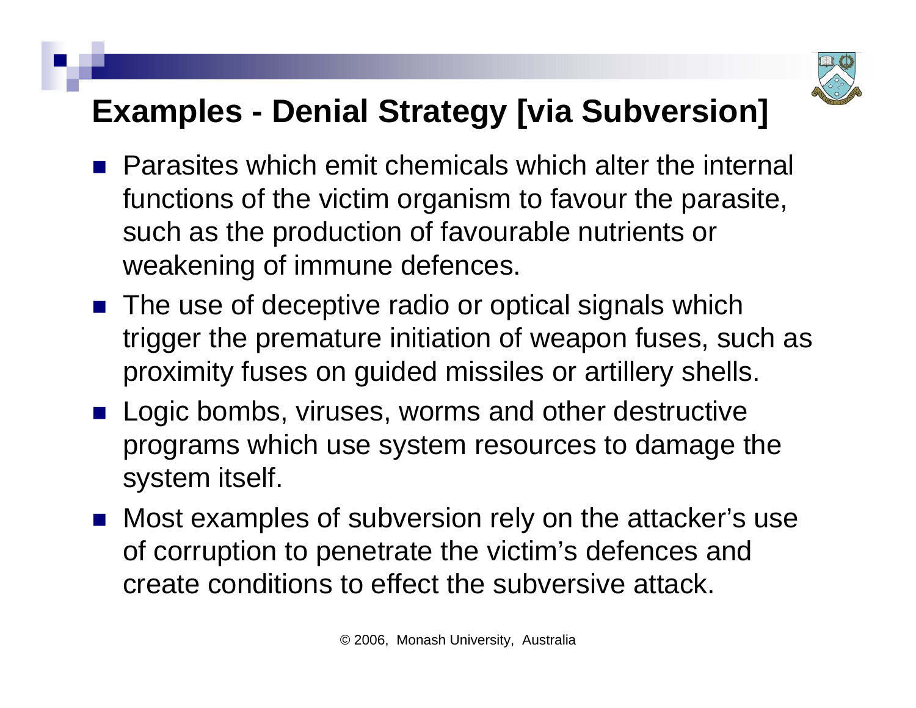# Examples - Denial Strategy [via Subversion]

- Parasites which emit chemicals which alter the internal functions of the victim organism to favour the parasite, such as the production of favourable nutrients or weakening of immune defences.
- The use of deceptive radio or optical signals which trigger the premature initiation of weapon fuses, such as proximity fuses on guided missiles or artillery shells.
- Logic bombs, viruses, worms and other destructive programs which use system resources to damage the system itself.
- Most examples of subversion rely on the attacker's use of corruption to penetrate the victim's defences and create conditions to effect the subversive attack.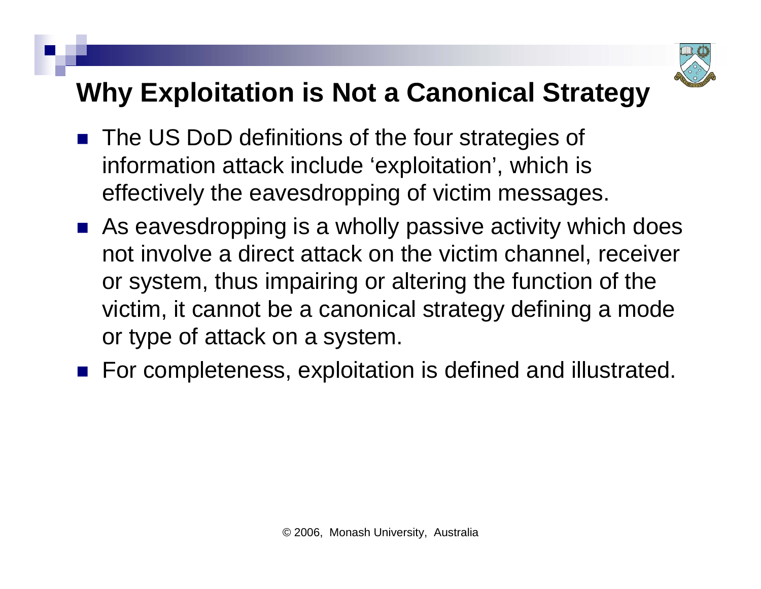# Why Exploitation is Not a Canonical Strategy

- The US DoD definitions of the four strategies of information attack include ‘exploitation’, which is effectively the eavesdropping of victim messages.
- As eavesdropping is a wholly passive activity which does not involve a direct attack on the victim channel, receiver or system, thus impairing or altering the function of the victim, it cannot be a canonical strategy defining a mode or type of attack on a system.
- For completeness, exploitation is defined and illustrated.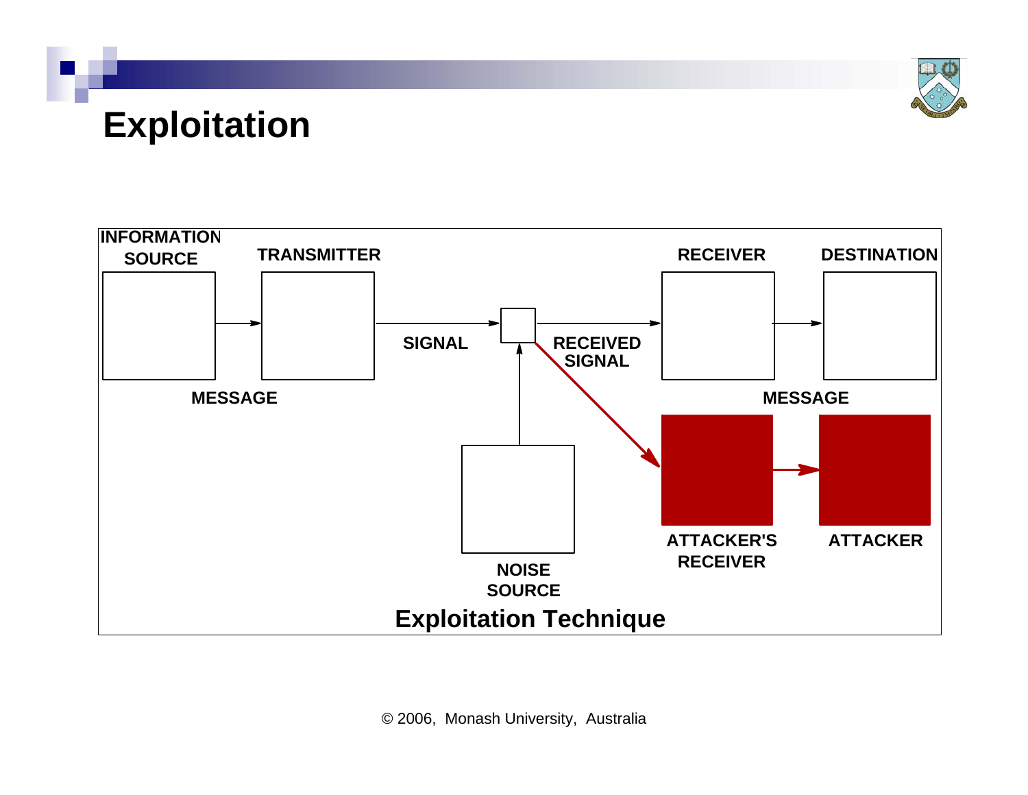# Exploitation

INFORMATION SOURCE

TRANSMITTER

RECEIVER

DESTINATION

SIGNAL

RECEIVED SIGNAL

MESSAGE

MESSAGE

ATTACKER'S RECEIVER

ATTACKER

NOISE SOURCE

**Exploitation Technique**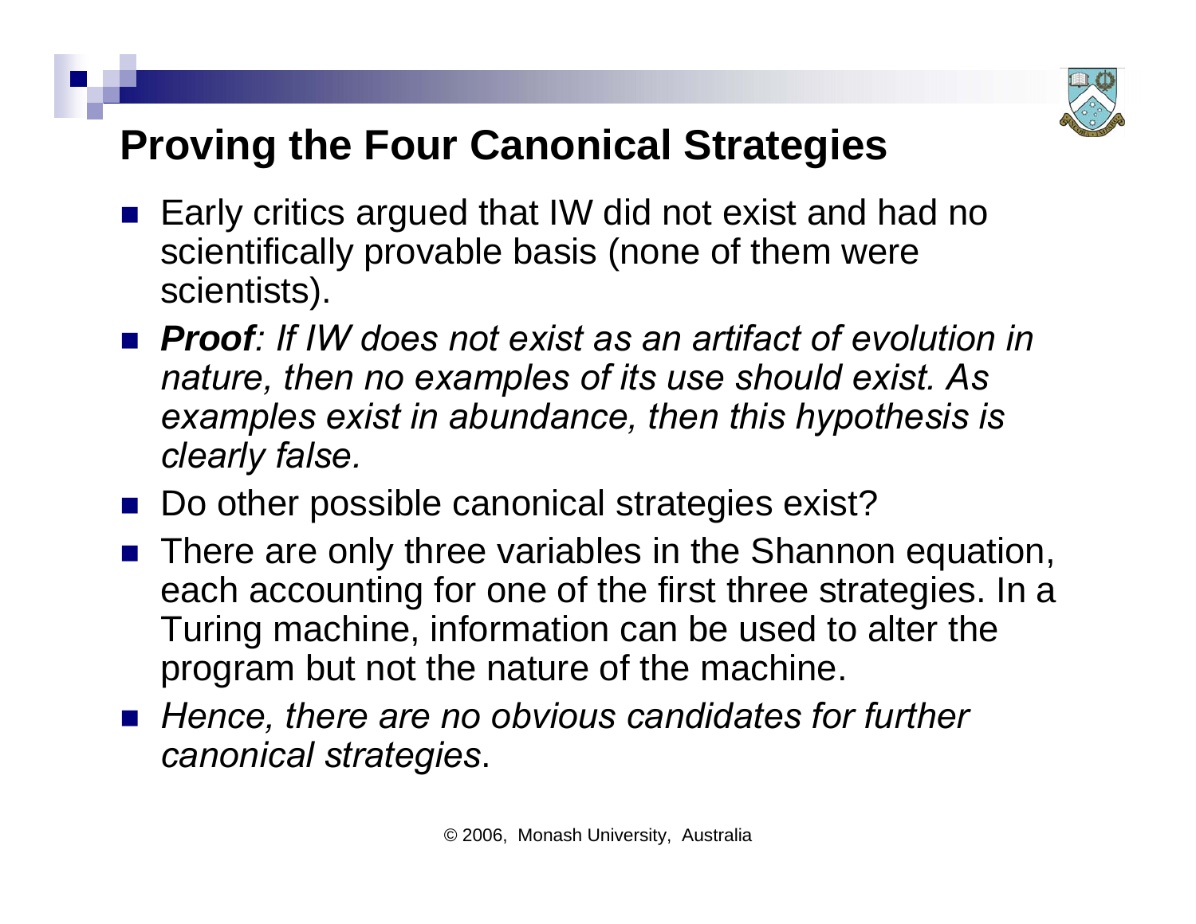## Proving the Four Canonical Strategies

- Early critics argued that IW did not exist and had no scientifically provable basis (none of them were scientists).
- ***Proof****: If IW does not exist as an artifact of evolution in nature, then no examples of its use should exist. As examples exist in abundance, then this hypothesis is clearly false.*
- Do other possible canonical strategies exist?
- There are only three variables in the Shannon equation, each accounting for one of the first three strategies. In a Turing machine, information can be used to alter the program but not the nature of the machine.
- *Hence, there are no obvious candidates for further canonical strategies*.

© 2006, Monash University, Australia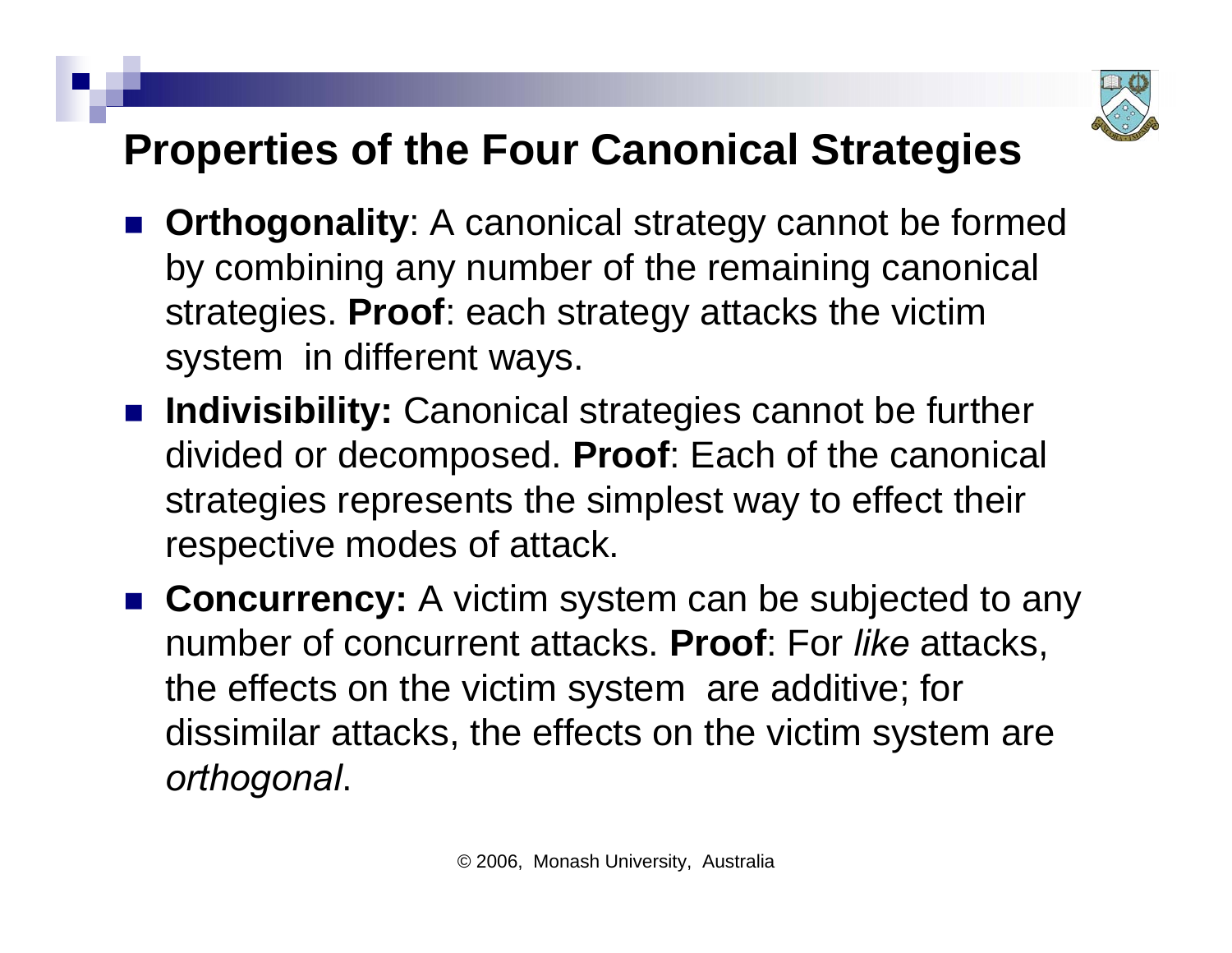# Properties of the Four Canonical Strategies

- **Orthogonality**: A canonical strategy cannot be formed by combining any number of the remaining canonical strategies. **Proof**: each strategy attacks the victim system in different ways.
- **Indivisibility:** Canonical strategies cannot be further divided or decomposed. **Proof**: Each of the canonical strategies represents the simplest way to effect their respective modes of attack.
- **Concurrency:** A victim system can be subjected to any number of concurrent attacks. **Proof**: For *like* attacks, the effects on the victim system are additive; for dissimilar attacks, the effects on the victim system are *orthogonal*.

© 2006, Monash University, Australia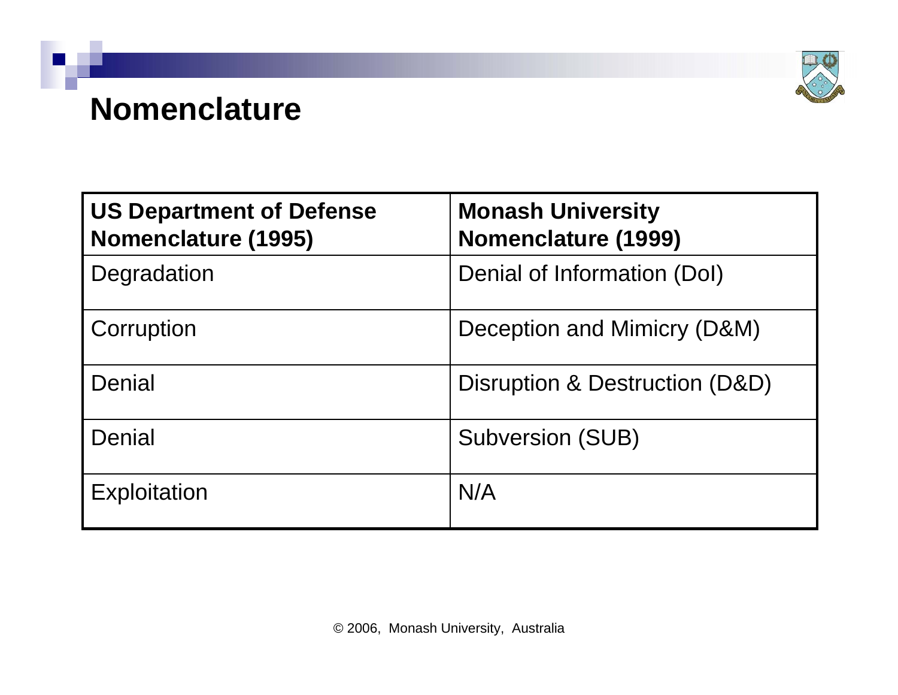# Nomenclature

| US Department of Defense Nomenclature (1995) | Monash University Nomenclature (1999) |
| --- | --- |
| Degradation | Denial of Information (DoI) |
| Corruption | Deception and Mimicry (D&M) |
| Denial | Disruption & Destruction (D&D) |
| Denial | Subversion (SUB) |
| Exploitation | N/A |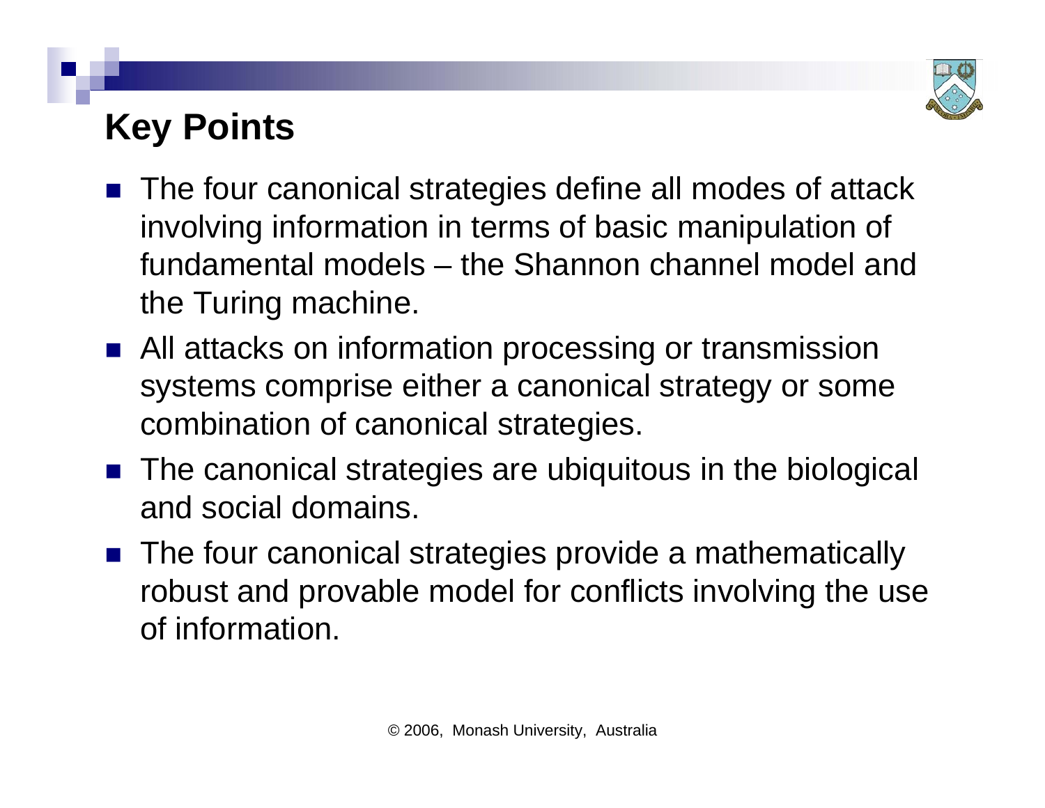# Key Points

- The four canonical strategies define all modes of attack involving information in terms of basic manipulation of fundamental models – the Shannon channel model and the Turing machine.
- All attacks on information processing or transmission systems comprise either a canonical strategy or some combination of canonical strategies.
- The canonical strategies are ubiquitous in the biological and social domains.
- The four canonical strategies provide a mathematically robust and provable model for conflicts involving the use of information.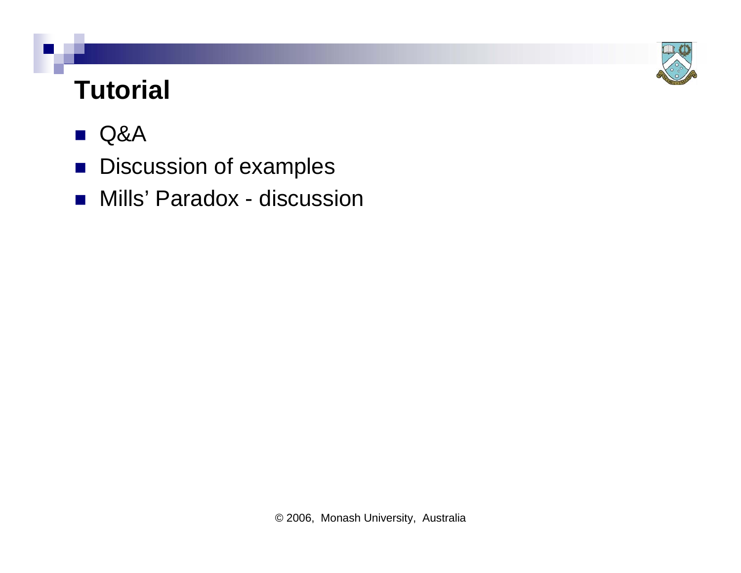# Tutorial

- Q&A
- Discussion of examples
- Mills' Paradox - discussion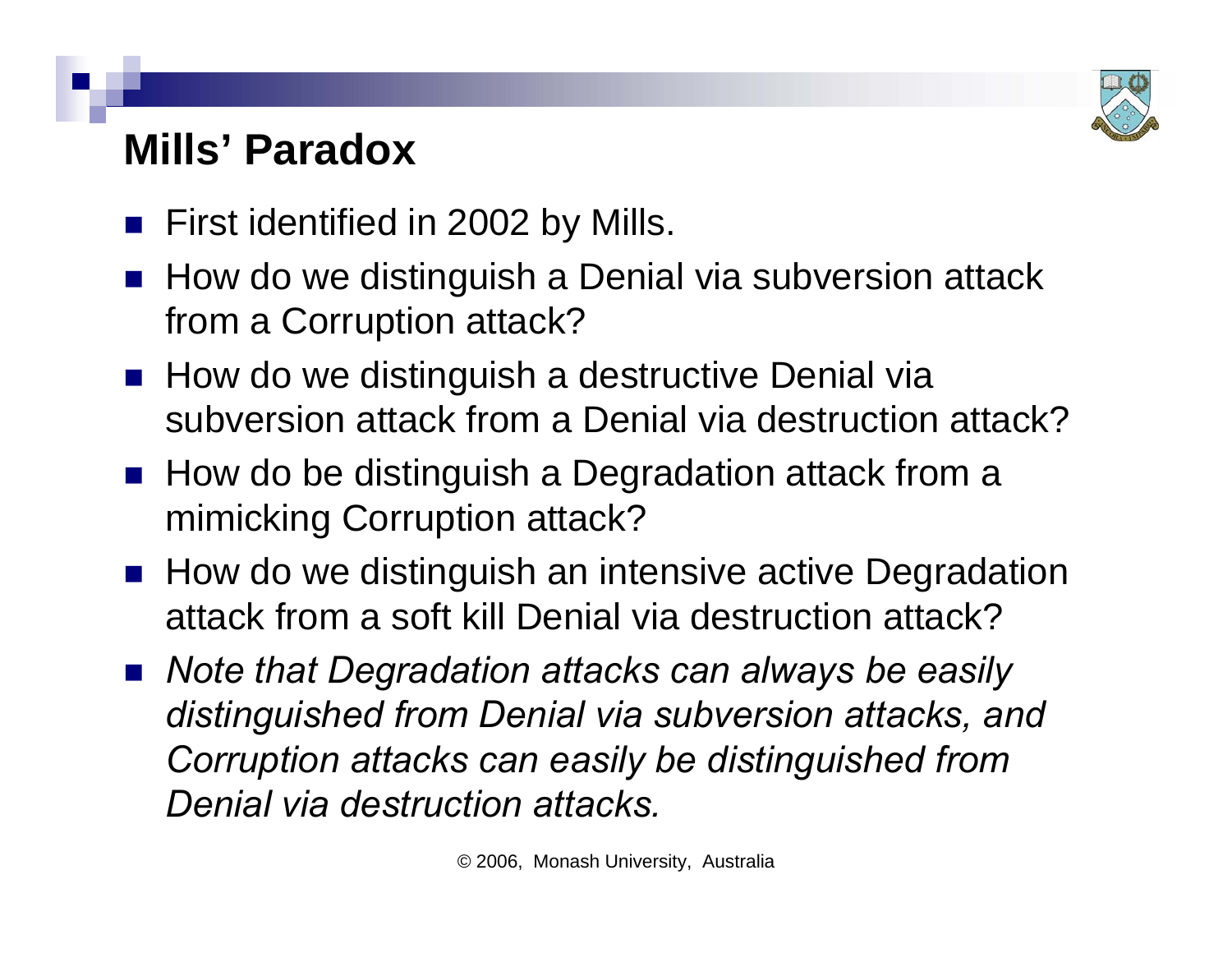# Mills' Paradox

- First identified in 2002 by Mills.
- How do we distinguish a Denial via subversion attack from a Corruption attack?
- How do we distinguish a destructive Denial via subversion attack from a Denial via destruction attack?
- How do be distinguish a Degradation attack from a mimicking Corruption attack?
- How do we distinguish an intensive active Degradation attack from a soft kill Denial via destruction attack?
- *Note that Degradation attacks can always be easily distinguished from Denial via subversion attacks, and Corruption attacks can easily be distinguished from Denial via destruction attacks.*

© 2006, Monash University, Australia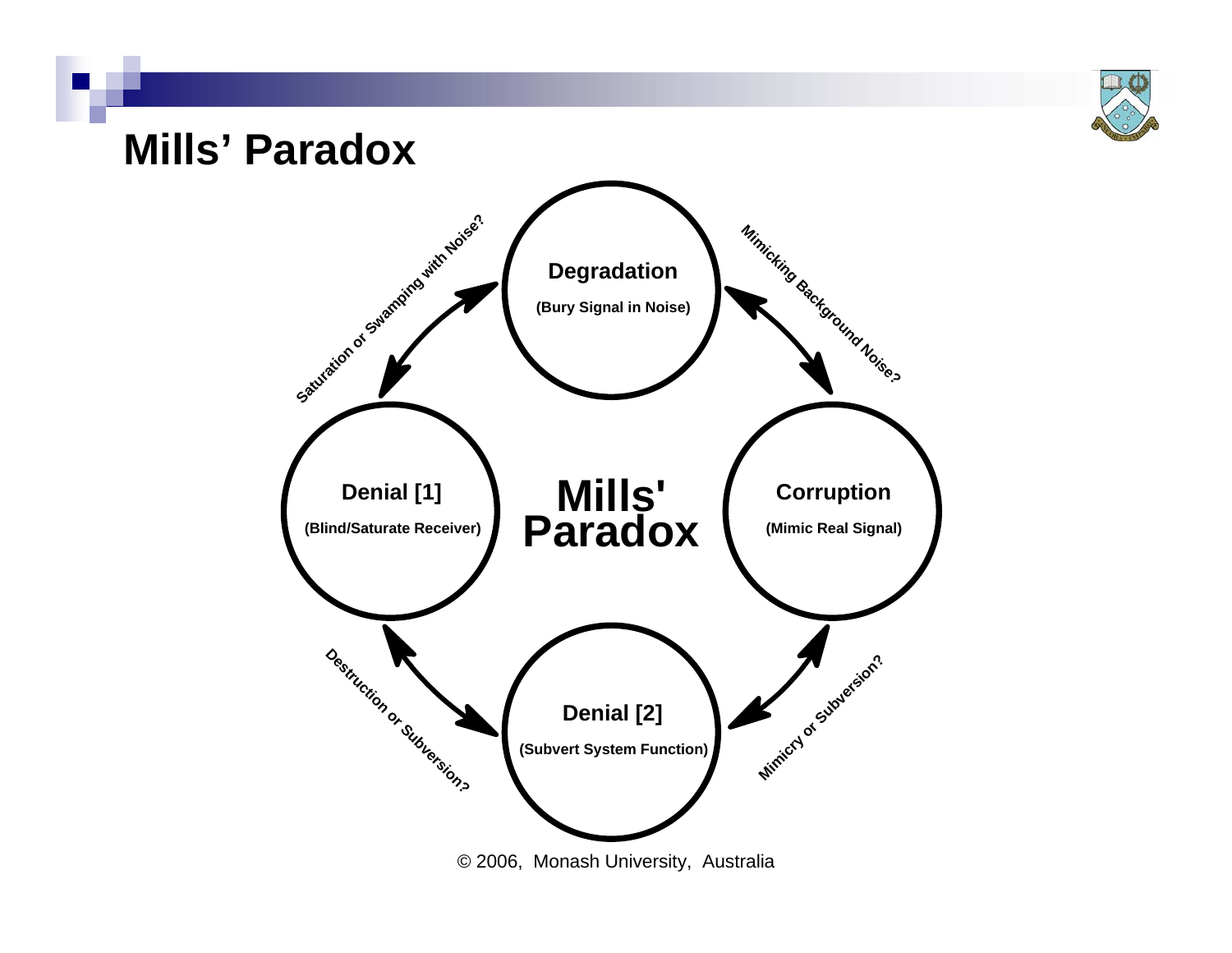# Mills' Paradox

Degradation

(Bury Signal in Noise)

Corruption

(Mimic Real Signal)

Denial [2]

(Subvert System Function)

Denial [1]

(Blind/Saturate Receiver)

Mills' Paradox

Saturation or Swamping with Noise?

Mimicking Background Noise?

Mimicry or Subversion?

Destruction or Subversion?

© 2006, Monash University, Australia